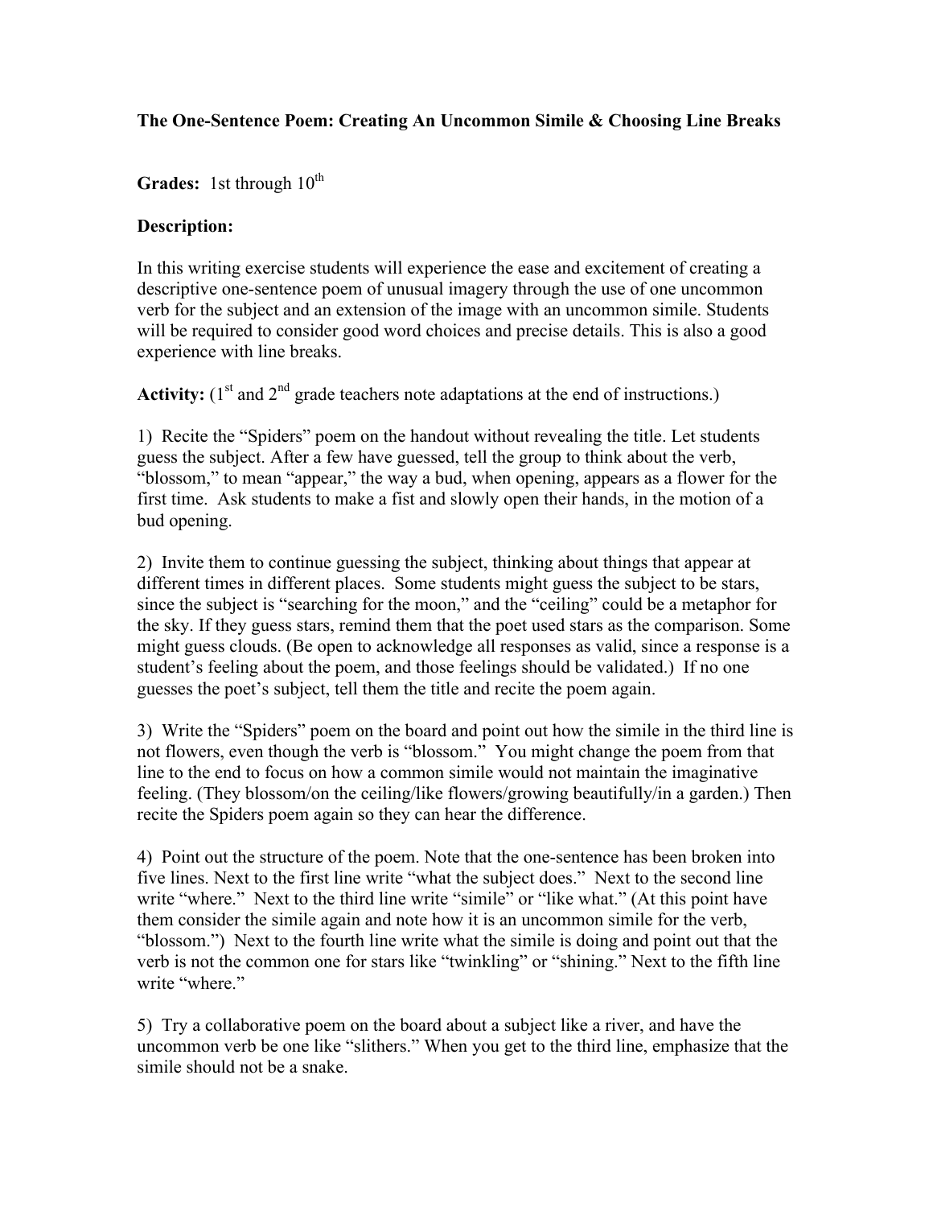**The One-Sentence Poem: Creating An Uncommon Simile & Choosing Line Breaks**

**Grades:** 1st through 10th

**Description:**

In this writing exercise students will experience the ease and excitement of creating a descriptive one-sentence poem of unusual imagery through the use of one uncommon verb for the subject and an extension of the image with an uncommon simile. Students will be required to consider good word choices and precise details. This is also a good experience with line breaks.

**Activity:** (1st and 2nd grade teachers note adaptations at the end of instructions.)

1) Recite the "Spiders" poem on the handout without revealing the title. Let students guess the subject. After a few have guessed, tell the group to think about the verb, "blossom," to mean "appear," the way a bud, when opening, appears as a flower for the first time. Ask students to make a fist and slowly open their hands, in the motion of a bud opening.

2) Invite them to continue guessing the subject, thinking about things that appear at different times in different places. Some students might guess the subject to be stars, since the subject is "searching for the moon," and the "ceiling" could be a metaphor for the sky. If they guess stars, remind them that the poet used stars as the comparison. Some might guess clouds. (Be open to acknowledge all responses as valid, since a response is a student's feeling about the poem, and those feelings should be validated.) If no one guesses the poet's subject, tell them the title and recite the poem again.

3) Write the "Spiders" poem on the board and point out how the simile in the third line is not flowers, even though the verb is "blossom." You might change the poem from that line to the end to focus on how a common simile would not maintain the imaginative feeling. (They blossom/on the ceiling/like flowers/growing beautifully/in a garden.) Then recite the Spiders poem again so they can hear the difference.

4) Point out the structure of the poem. Note that the one-sentence has been broken into five lines. Next to the first line write "what the subject does." Next to the second line write "where." Next to the third line write "simile" or "like what." (At this point have them consider the simile again and note how it is an uncommon simile for the verb, "blossom.") Next to the fourth line write what the simile is doing and point out that the verb is not the common one for stars like "twinkling" or "shining." Next to the fifth line write "where."

5) Try a collaborative poem on the board about a subject like a river, and have the uncommon verb be one like "slithers." When you get to the third line, emphasize that the simile should not be a snake.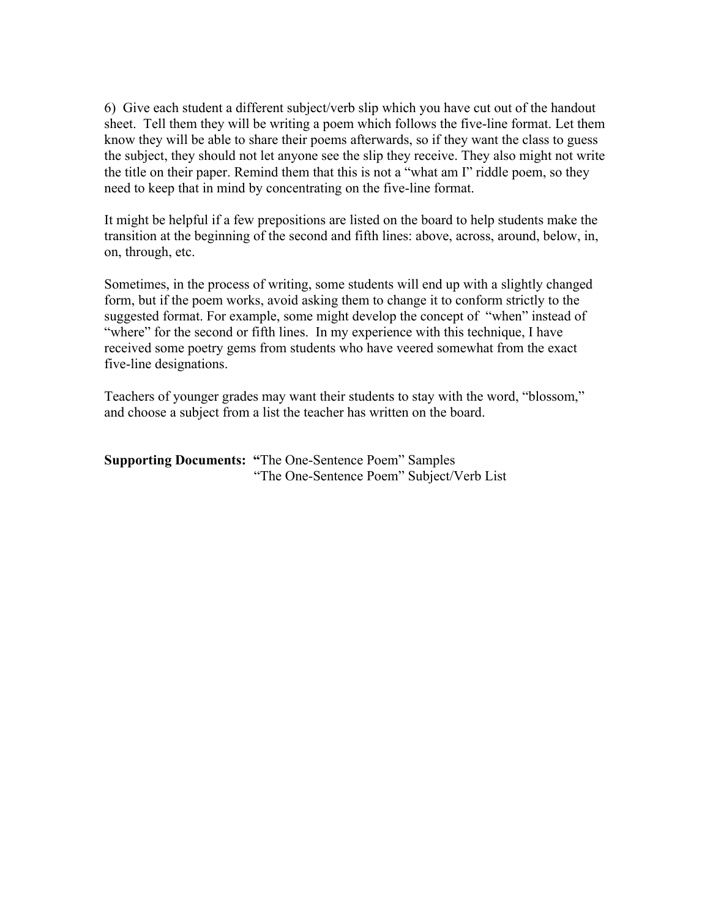6) Give each student a different subject/verb slip which you have cut out of the handout sheet. Tell them they will be writing a poem which follows the five-line format. Let them know they will be able to share their poems afterwards, so if they want the class to guess the subject, they should not let anyone see the slip they receive. They also might not write the title on their paper. Remind them that this is not a "what am I" riddle poem, so they need to keep that in mind by concentrating on the five-line format.

It might be helpful if a few prepositions are listed on the board to help students make the transition at the beginning of the second and fifth lines: above, across, around, below, in, on, through, etc.

Sometimes, in the process of writing, some students will end up with a slightly changed form, but if the poem works, avoid asking them to change it to conform strictly to the suggested format. For example, some might develop the concept of "when" instead of "where" for the second or fifth lines. In my experience with this technique, I have received some poetry gems from students who have veered somewhat from the exact five-line designations.

Teachers of younger grades may want their students to stay with the word, "blossom," and choose a subject from a list the teacher has written on the board.

**Supporting Documents:** "The One-Sentence Poem" Samples
"The One-Sentence Poem" Subject/Verb List